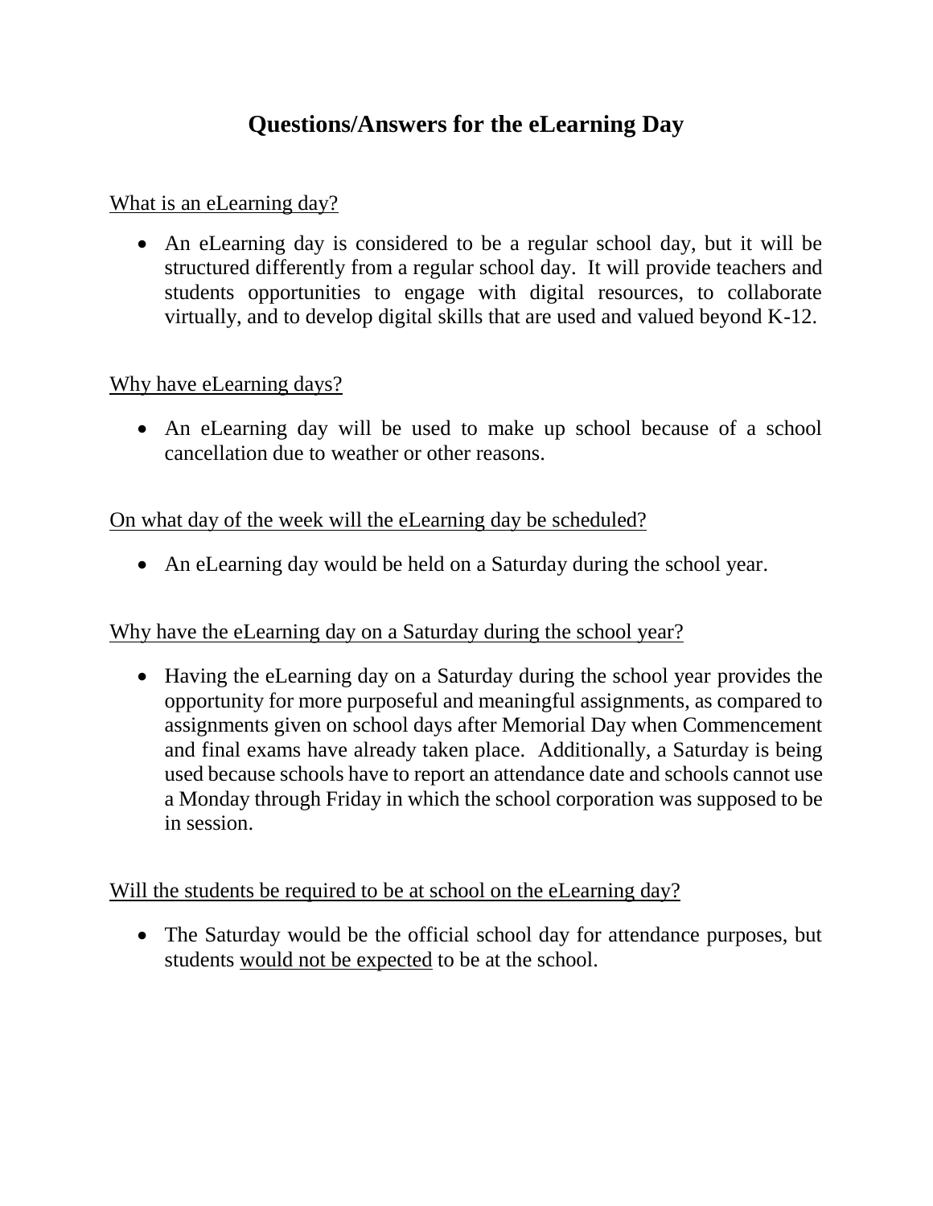# Questions/Answers for the eLearning Day

<u>What is an eLearning day?</u>

- An eLearning day is considered to be a regular school day, but it will be structured differently from a regular school day. It will provide teachers and students opportunities to engage with digital resources, to collaborate virtually, and to develop digital skills that are used and valued beyond K-12.

<u>Why have eLearning days?</u>

- An eLearning day will be used to make up school because of a school cancellation due to weather or other reasons.

<u>On what day of the week will the eLearning day be scheduled?</u>

- An eLearning day would be held on a Saturday during the school year.

<u>Why have the eLearning day on a Saturday during the school year?</u>

- Having the eLearning day on a Saturday during the school year provides the opportunity for more purposeful and meaningful assignments, as compared to assignments given on school days after Memorial Day when Commencement and final exams have already taken place. Additionally, a Saturday is being used because schools have to report an attendance date and schools cannot use a Monday through Friday in which the school corporation was supposed to be in session.

<u>Will the students be required to be at school on the eLearning day?</u>

- The Saturday would be the official school day for attendance purposes, but students <u>would not be expected</u> to be at the school.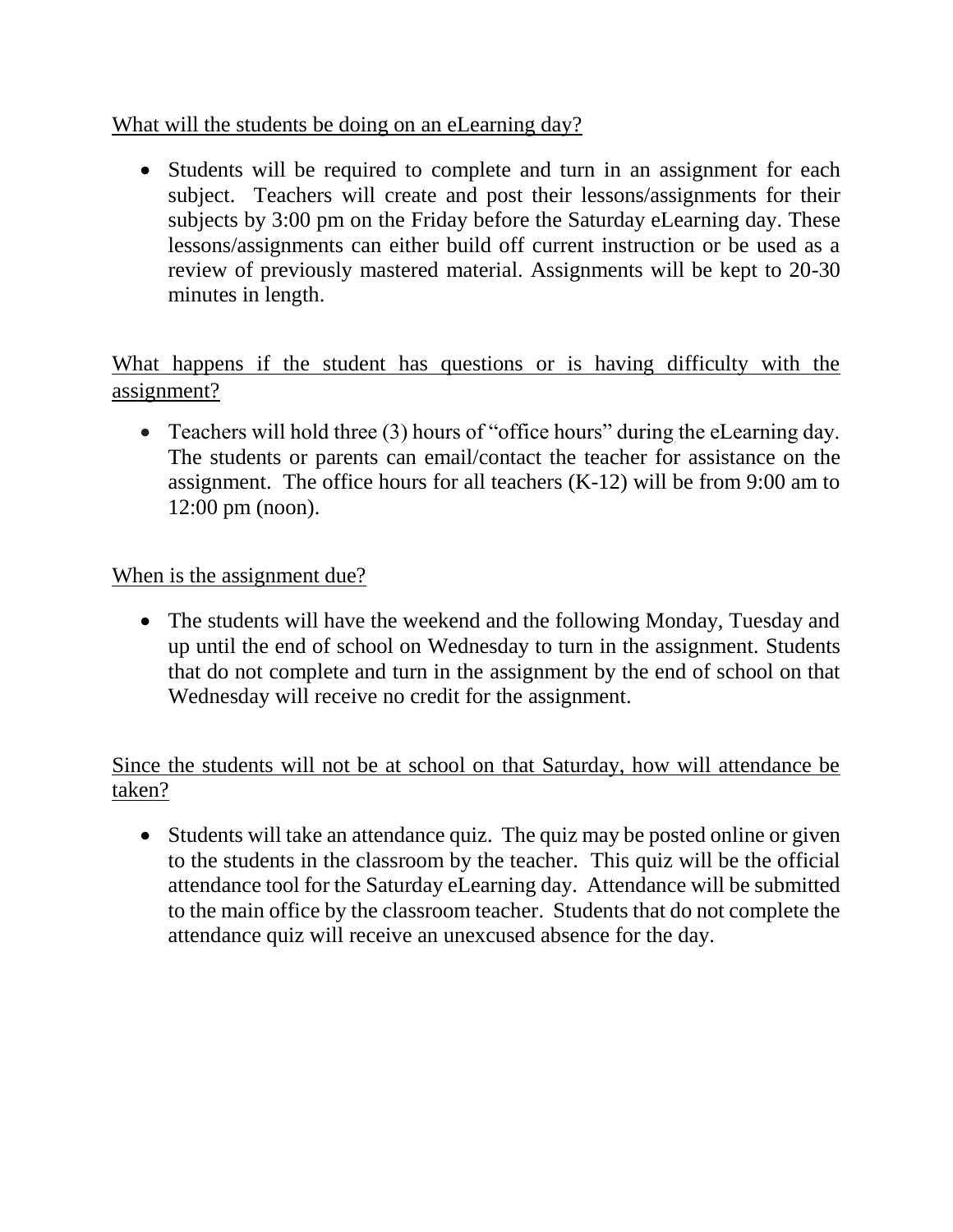What will the students be doing on an eLearning day?

- Students will be required to complete and turn in an assignment for each subject. Teachers will create and post their lessons/assignments for their subjects by 3:00 pm on the Friday before the Saturday eLearning day. These lessons/assignments can either build off current instruction or be used as a review of previously mastered material. Assignments will be kept to 20-30 minutes in length.

What happens if the student has questions or is having difficulty with the assignment?

- Teachers will hold three (3) hours of "office hours" during the eLearning day. The students or parents can email/contact the teacher for assistance on the assignment. The office hours for all teachers (K-12) will be from 9:00 am to 12:00 pm (noon).

When is the assignment due?

- The students will have the weekend and the following Monday, Tuesday and up until the end of school on Wednesday to turn in the assignment. Students that do not complete and turn in the assignment by the end of school on that Wednesday will receive no credit for the assignment.

Since the students will not be at school on that Saturday, how will attendance be taken?

- Students will take an attendance quiz. The quiz may be posted online or given to the students in the classroom by the teacher. This quiz will be the official attendance tool for the Saturday eLearning day. Attendance will be submitted to the main office by the classroom teacher. Students that do not complete the attendance quiz will receive an unexcused absence for the day.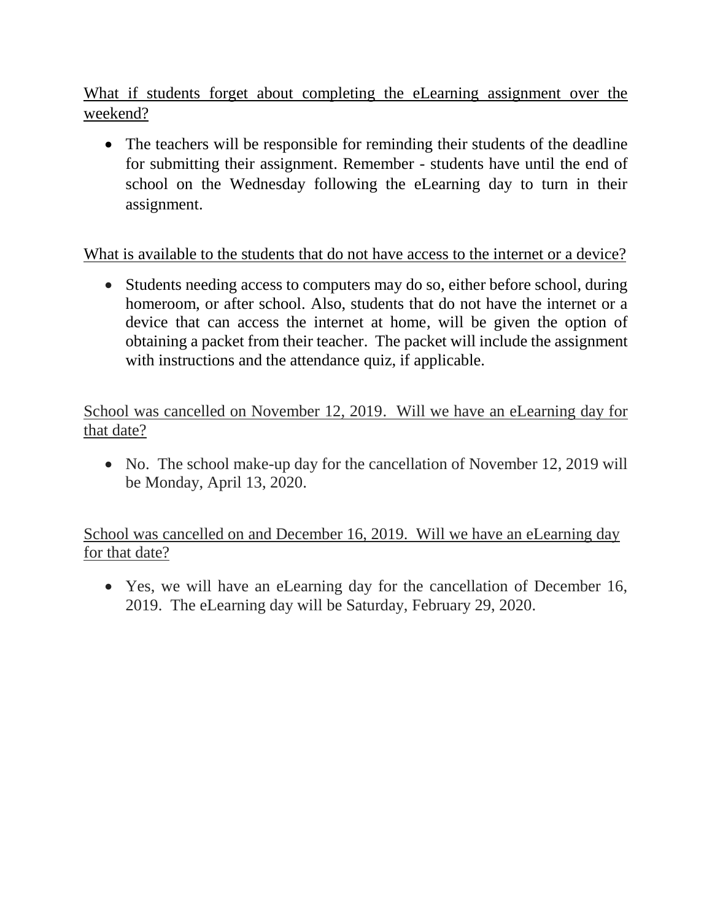<u>What if students forget about completing the eLearning assignment over the weekend?</u>

- The teachers will be responsible for reminding their students of the deadline for submitting their assignment. Remember - students have until the end of school on the Wednesday following the eLearning day to turn in their assignment.

<u>What is available to the students that do not have access to the internet or a device?</u>

- Students needing access to computers may do so, either before school, during homeroom, or after school. Also, students that do not have the internet or a device that can access the internet at home, will be given the option of obtaining a packet from their teacher. The packet will include the assignment with instructions and the attendance quiz, if applicable.

<u>School was cancelled on November 12, 2019. Will we have an eLearning day for that date?</u>

- No. The school make-up day for the cancellation of November 12, 2019 will be Monday, April 13, 2020.

<u>School was cancelled on and December 16, 2019. Will we have an eLearning day for that date?</u>

- Yes, we will have an eLearning day for the cancellation of December 16, 2019. The eLearning day will be Saturday, February 29, 2020.